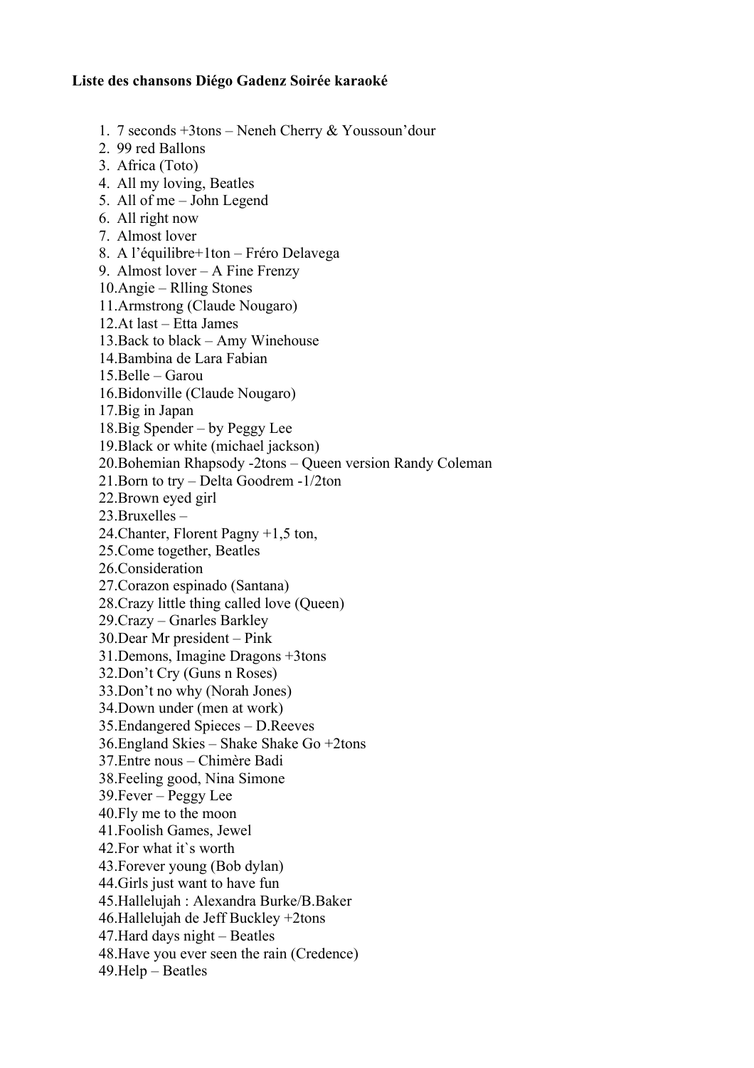**Liste des chansons Diégo Gadenz Soirée karaoké**

1. 7 seconds +3tons – Neneh Cherry & Youssoun'dour
2. 99 red Ballons
3. Africa (Toto)
4. All my loving, Beatles
5. All of me – John Legend
6. All right now
7. Almost lover
8. A l'équilibre+1ton – Fréro Delavega
9. Almost lover – A Fine Frenzy
10. Angie – Rlling Stones
11. Armstrong (Claude Nougaro)
12. At last – Etta James
13. Back to black – Amy Winehouse
14. Bambina de Lara Fabian
15. Belle – Garou
16. Bidonville (Claude Nougaro)
17. Big in Japan
18. Big Spender – by Peggy Lee
19. Black or white (michael jackson)
20. Bohemian Rhapsody -2tons – Queen version Randy Coleman
21. Born to try – Delta Goodrem -1/2ton
22. Brown eyed girl
23. Bruxelles –
24. Chanter, Florent Pagny +1,5 ton,
25. Come together, Beatles
26. Consideration
27. Corazon espinado (Santana)
28. Crazy little thing called love (Queen)
29. Crazy – Gnarles Barkley
30. Dear Mr president – Pink
31. Demons, Imagine Dragons +3tons
32. Don't Cry (Guns n Roses)
33. Don't no why (Norah Jones)
34. Down under (men at work)
35. Endangered Spieces – D.Reeves
36. England Skies – Shake Shake Go +2tons
37. Entre nous – Chimère Badi
38. Feeling good, Nina Simone
39. Fever – Peggy Lee
40. Fly me to the moon
41. Foolish Games, Jewel
42. For what it`s worth
43. Forever young (Bob dylan)
44. Girls just want to have fun
45. Hallelujah : Alexandra Burke/B.Baker
46. Hallelujah de Jeff Buckley +2tons
47. Hard days night – Beatles
48. Have you ever seen the rain (Credence)
49. Help – Beatles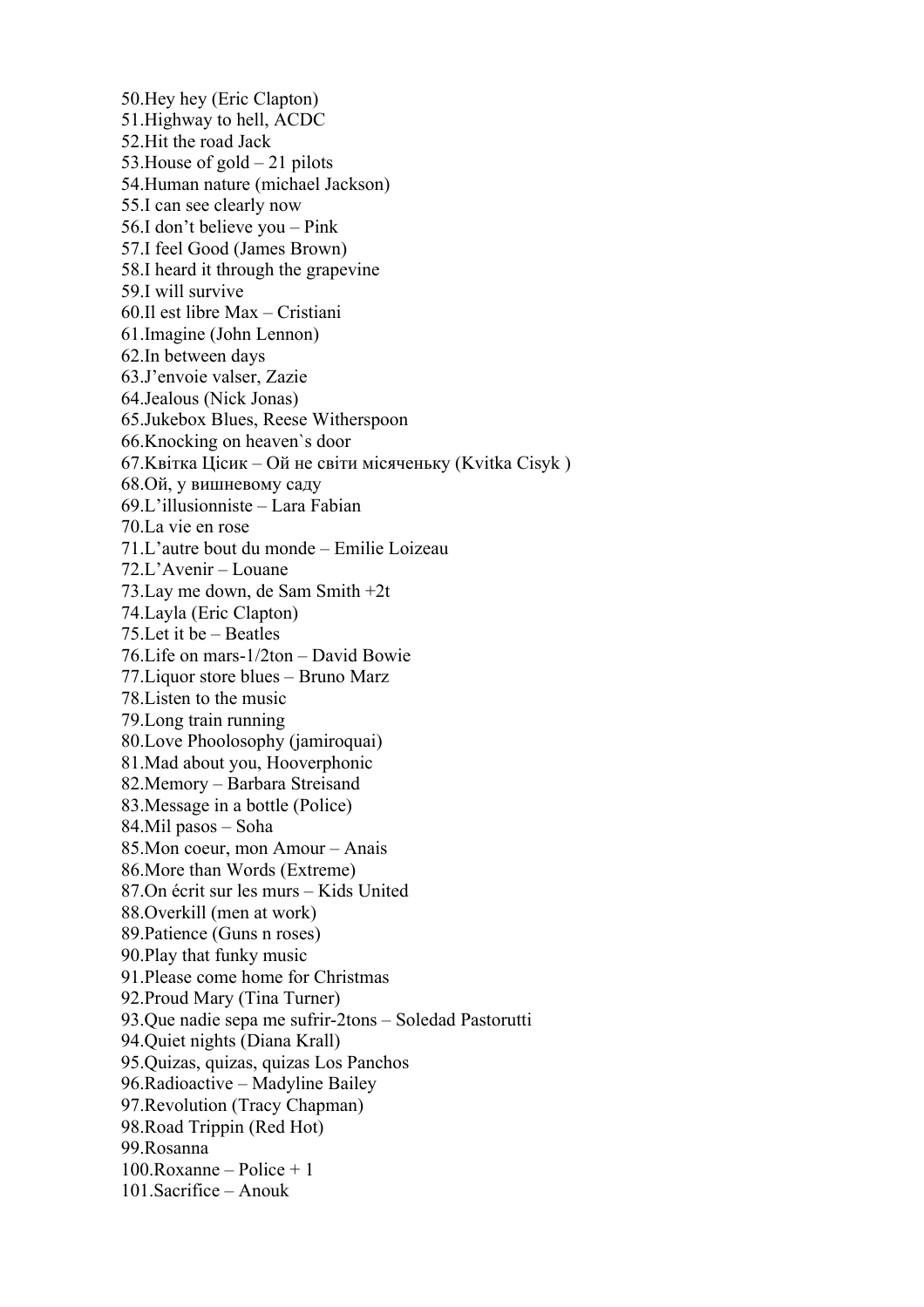50.Hey hey (Eric Clapton)
51.Highway to hell, ACDC
52.Hit the road Jack
53.House of gold – 21 pilots
54.Human nature (michael Jackson)
55.I can see clearly now
56.I don’t believe you – Pink
57.I feel Good (James Brown)
58.I heard it through the grapevine
59.I will survive
60.Il est libre Max – Cristiani
61.Imagine (John Lennon)
62.In between days
63.J’envoie valser, Zazie
64.Jealous (Nick Jonas)
65.Jukebox Blues, Reese Witherspoon
66.Knocking on heaven`s door
67.Квітка Цісик – Ой не світи місяченьку (Kvitka Cisyk )
68.Ой, у вишневому саду
69.L’illusionniste – Lara Fabian
70.La vie en rose
71.L’autre bout du monde – Emilie Loizeau
72.L’Avenir – Louane
73.Lay me down, de Sam Smith +2t
74.Layla (Eric Clapton)
75.Let it be – Beatles
76.Life on mars-1/2ton – David Bowie
77.Liquor store blues – Bruno Marz
78.Listen to the music
79.Long train running
80.Love Phoolosophy (jamiroquai)
81.Mad about you, Hooverphonic
82.Memory – Barbara Streisand
83.Message in a bottle (Police)
84.Mil pasos – Soha
85.Mon coeur, mon Amour – Anais
86.More than Words (Extreme)
87.On écrit sur les murs – Kids United
88.Overkill (men at work)
89.Patience (Guns n roses)
90.Play that funky music
91.Please come home for Christmas
92.Proud Mary (Tina Turner)
93.Que nadie sepa me sufrir-2tons – Soledad Pastorutti
94.Quiet nights (Diana Krall)
95.Quizas, quizas, quizas Los Panchos
96.Radioactive – Madyline Bailey
97.Revolution (Tracy Chapman)
98.Road Trippin (Red Hot)
99.Rosanna
100.Roxanne – Police + 1
101.Sacrifice – Anouk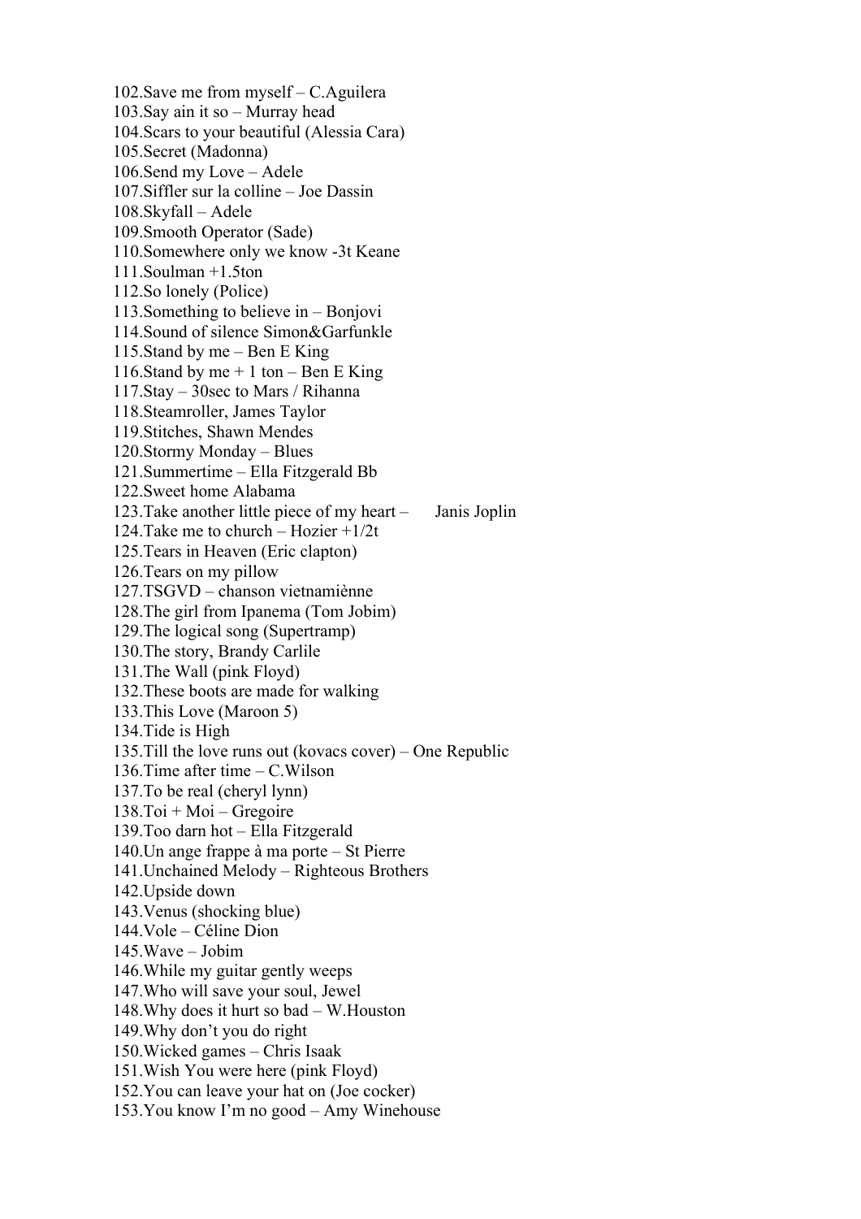102.Save me from myself – C.Aguilera
103.Say ain it so – Murray head
104.Scars to your beautiful (Alessia Cara)
105.Secret (Madonna)
106.Send my Love – Adele
107.Siffler sur la colline – Joe Dassin
108.Skyfall – Adele
109.Smooth Operator (Sade)
110.Somewhere only we know -3t Keane
111.Soulman +1.5ton
112.So lonely (Police)
113.Something to believe in – Bonjovi
114.Sound of silence Simon&Garfunkle
115.Stand by me – Ben E King
116.Stand by me + 1 ton – Ben E King
117.Stay – 30sec to Mars / Rihanna
118.Steamroller, James Taylor
119.Stitches, Shawn Mendes
120.Stormy Monday – Blues
121.Summertime – Ella Fitzgerald Bb
122.Sweet home Alabama
123.Take another little piece of my heart – Janis Joplin
124.Take me to church – Hozier +1/2t
125.Tears in Heaven (Eric clapton)
126.Tears on my pillow
127.TSGVD – chanson vietnamiènne
128.The girl from Ipanema (Tom Jobim)
129.The logical song (Supertramp)
130.The story, Brandy Carlile
131.The Wall (pink Floyd)
132.These boots are made for walking
133.This Love (Maroon 5)
134.Tide is High
135.Till the love runs out (kovacs cover) – One Republic
136.Time after time – C.Wilson
137.To be real (cheryl lynn)
138.Toi + Moi – Gregoire
139.Too darn hot – Ella Fitzgerald
140.Un ange frappe à ma porte – St Pierre
141.Unchained Melody – Righteous Brothers
142.Upside down
143.Venus (shocking blue)
144.Vole – Céline Dion
145.Wave – Jobim
146.While my guitar gently weeps
147.Who will save your soul, Jewel
148.Why does it hurt so bad – W.Houston
149.Why don't you do right
150.Wicked games – Chris Isaak
151.Wish You were here (pink Floyd)
152.You can leave your hat on (Joe cocker)
153.You know I'm no good – Amy Winehouse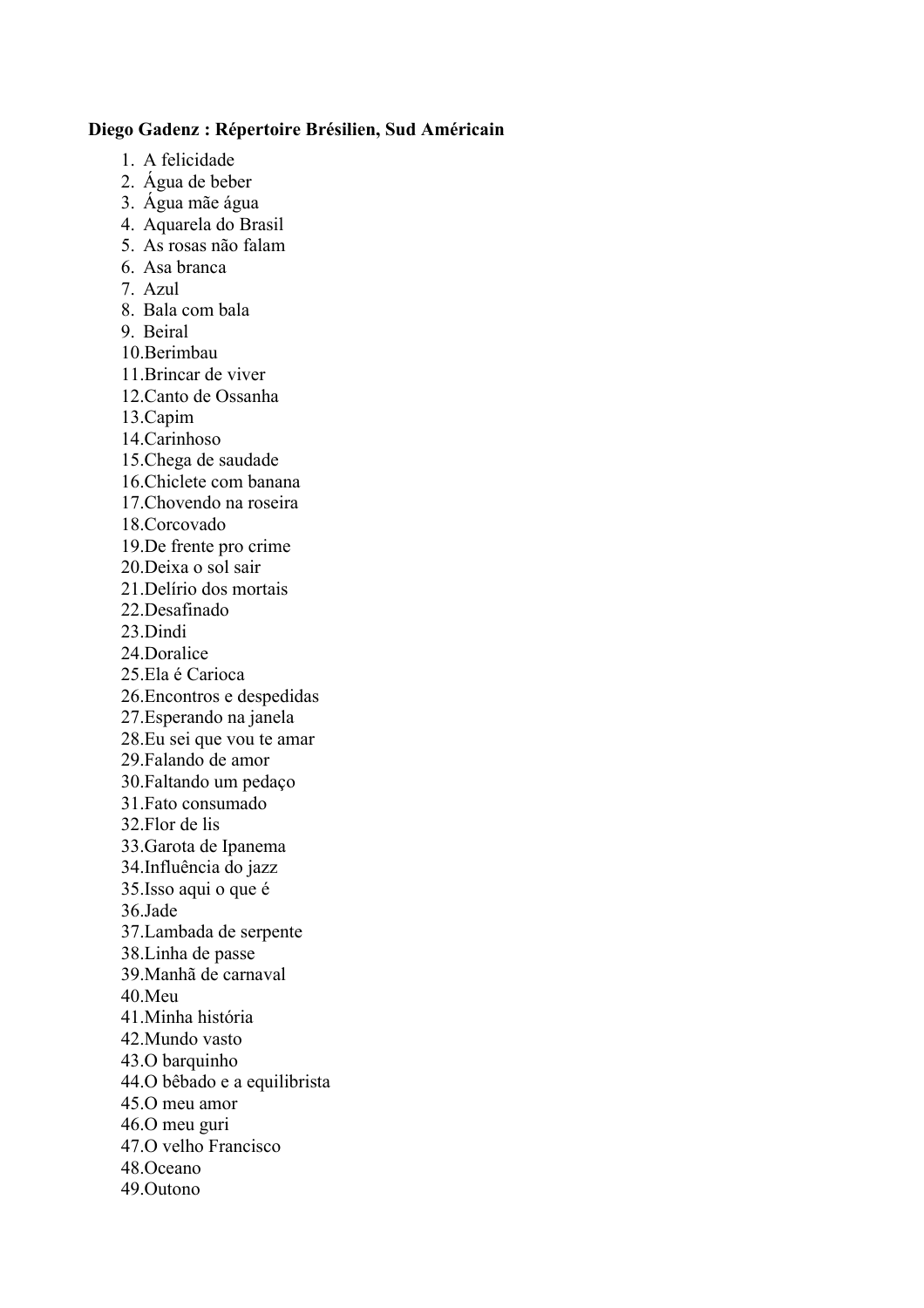**Diego Gadenz : Répertoire Brésilien, Sud Américain**

1. A felicidade
2. Água de beber
3. Água mãe água
4. Aquarela do Brasil
5. As rosas não falam
6. Asa branca
7. Azul
8. Bala com bala
9. Beiral
10. Berimbau
11. Brincar de viver
12. Canto de Ossanha
13. Capim
14. Carinhoso
15. Chega de saudade
16. Chiclete com banana
17. Chovendo na roseira
18. Corcovado
19. De frente pro crime
20. Deixa o sol sair
21. Delírio dos mortais
22. Desafinado
23. Dindi
24. Doralice
25. Ela é Carioca
26. Encontros e despedidas
27. Esperando na janela
28. Eu sei que vou te amar
29. Falando de amor
30. Faltando um pedaço
31. Fato consumado
32. Flor de lis
33. Garota de Ipanema
34. Influência do jazz
35. Isso aqui o que é
36. Jade
37. Lambada de serpente
38. Linha de passe
39. Manhã de carnaval
40. Meu
41. Minha história
42. Mundo vasto
43. O barquinho
44. O bêbado e a equilibrista
45. O meu amor
46. O meu guri
47. O velho Francisco
48. Oceano
49. Outono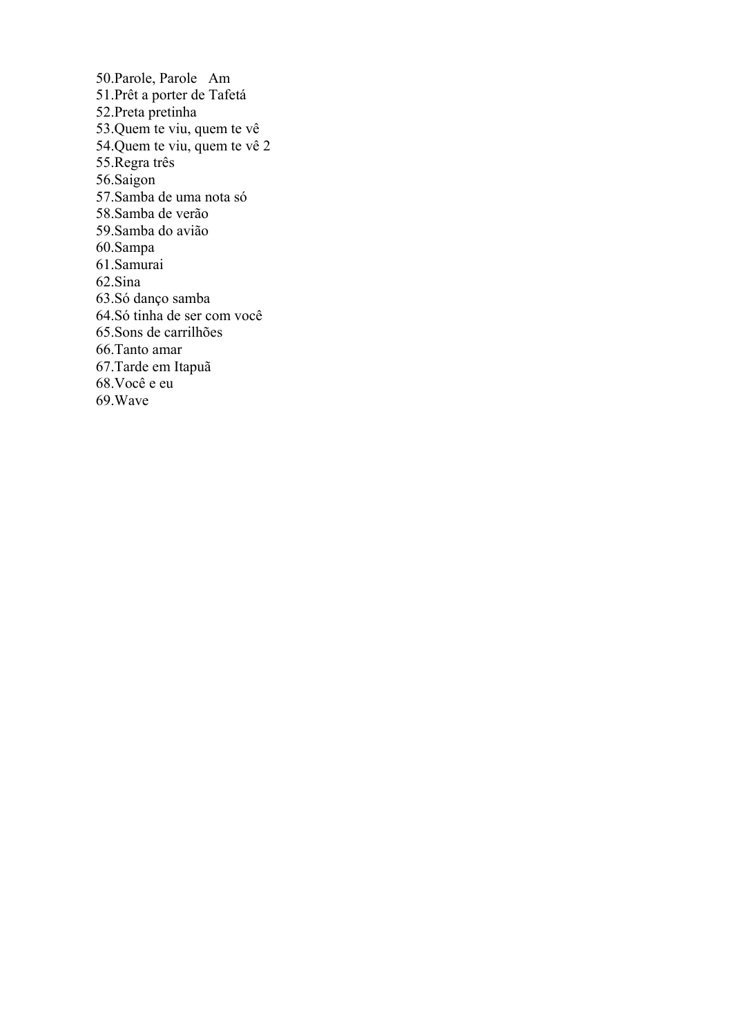50.Parole, Parole   Am
51.Prêt a porter de Tafetá
52.Preta pretinha
53.Quem te viu, quem te vê
54.Quem te viu, quem te vê 2
55.Regra três
56.Saigon
57.Samba de uma nota só
58.Samba de verão
59.Samba do avião
60.Sampa
61.Samurai
62.Sina
63.Só danço samba
64.Só tinha de ser com você
65.Sons de carrilhões
66.Tanto amar
67.Tarde em Itapuã
68.Você e eu
69.Wave